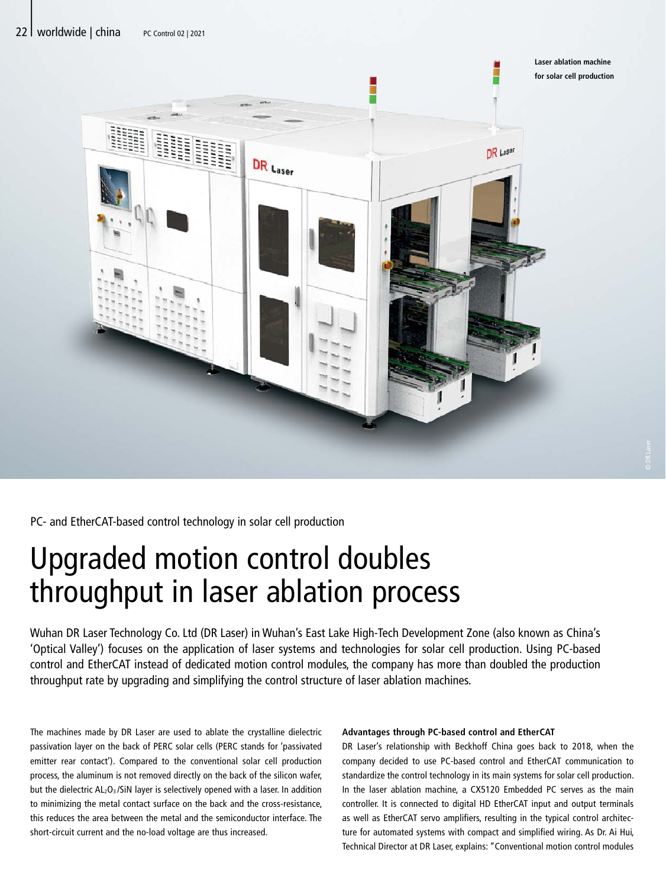Laser ablation machine for solar cell production

PC- and EtherCAT-based control technology in solar cell production

# Upgraded motion control doubles throughput in laser ablation process

Wuhan DR Laser Technology Co. Ltd (DR Laser) in Wuhan's East Lake High-Tech Development Zone (also known as China's 'Optical Valley') focuses on the application of laser systems and technologies for solar cell production. Using PC-based control and EtherCAT instead of dedicated motion control modules, the company has more than doubled the production throughput rate by upgrading and simplifying the control structure of laser ablation machines.

The machines made by DR Laser are used to ablate the crystalline dielectric passivation layer on the back of PERC solar cells (PERC stands for 'passivated emitter rear contact'). Compared to the conventional solar cell production process, the aluminum is not removed directly on the back of the silicon wafer, but the dielectric $AL_2O_3$/SiN layer is selectively opened with a laser. In addition to minimizing the metal contact surface on the back and the cross-resistance, this reduces the area between the metal and the semiconductor interface. The short-circuit current and the no-load voltage are thus increased.

**Advantages through PC-based control and EtherCAT**

DR Laser's relationship with Beckhoff China goes back to 2018, when the company decided to use PC-based control and EtherCAT communication to standardize the control technology in its main systems for solar cell production. In the laser ablation machine, a CX5120 Embedded PC serves as the main controller. It is connected to digital HD EtherCAT input and output terminals as well as EtherCAT servo amplifiers, resulting in the typical control architecture for automated systems with compact and simplified wiring. As Dr. Ai Hui, Technical Director at DR Laser, explains: "Conventional motion control modules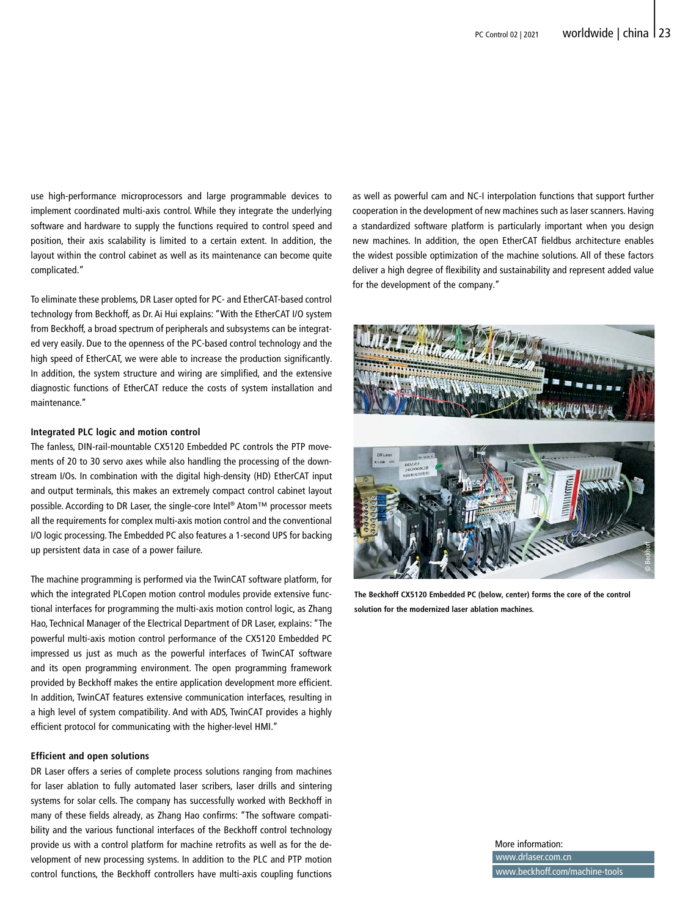use high-performance microprocessors and large programmable devices to implement coordinated multi-axis control. While they integrate the underlying software and hardware to supply the functions required to control speed and position, their axis scalability is limited to a certain extent. In addition, the layout within the control cabinet as well as its maintenance can become quite complicated."

To eliminate these problems, DR Laser opted for PC- and EtherCAT-based control technology from Beckhoff, as Dr. Ai Hui explains: "With the EtherCAT I/O system from Beckhoff, a broad spectrum of peripherals and subsystems can be integrated very easily. Due to the openness of the PC-based control technology and the high speed of EtherCAT, we were able to increase the production significantly. In addition, the system structure and wiring are simplified, and the extensive diagnostic functions of EtherCAT reduce the costs of system installation and maintenance."

**Integrated PLC logic and motion control**

The fanless, DIN-rail-mountable CX5120 Embedded PC controls the PTP movements of 20 to 30 servo axes while also handling the processing of the downstream I/Os. In combination with the digital high-density (HD) EtherCAT input and output terminals, this makes an extremely compact control cabinet layout possible. According to DR Laser, the single-core Intel® Atom™ processor meets all the requirements for complex multi-axis motion control and the conventional I/O logic processing. The Embedded PC also features a 1-second UPS for backing up persistent data in case of a power failure.

The machine programming is performed via the TwinCAT software platform, for which the integrated PLCopen motion control modules provide extensive functional interfaces for programming the multi-axis motion control logic, as Zhang Hao, Technical Manager of the Electrical Department of DR Laser, explains: "The powerful multi-axis motion control performance of the CX5120 Embedded PC impressed us just as much as the powerful interfaces of TwinCAT software and its open programming environment. The open programming framework provided by Beckhoff makes the entire application development more efficient. In addition, TwinCAT features extensive communication interfaces, resulting in a high level of system compatibility. And with ADS, TwinCAT provides a highly efficient protocol for communicating with the higher-level HMI."

**Efficient and open solutions**

DR Laser offers a series of complete process solutions ranging from machines for laser ablation to fully automated laser scribers, laser drills and sintering systems for solar cells. The company has successfully worked with Beckhoff in many of these fields already, as Zhang Hao confirms: "The software compatibility and the various functional interfaces of the Beckhoff control technology provide us with a control platform for machine retrofits as well as for the development of new processing systems. In addition to the PLC and PTP motion control functions, the Beckhoff controllers have multi-axis coupling functions as well as powerful cam and NC-I interpolation functions that support further cooperation in the development of new machines such as laser scanners. Having a standardized software platform is particularly important when you design new machines. In addition, the open EtherCAT fieldbus architecture enables the widest possible optimization of the machine solutions. All of these factors deliver a high degree of flexibility and sustainability and represent added value for the development of the company."

© Beckhoff

**The Beckhoff CX5120 Embedded PC (below, center) forms the core of the control solution for the modernized laser ablation machines.**

More information:
www.drlaser.com.cn
www.beckhoff.com/machine-tools